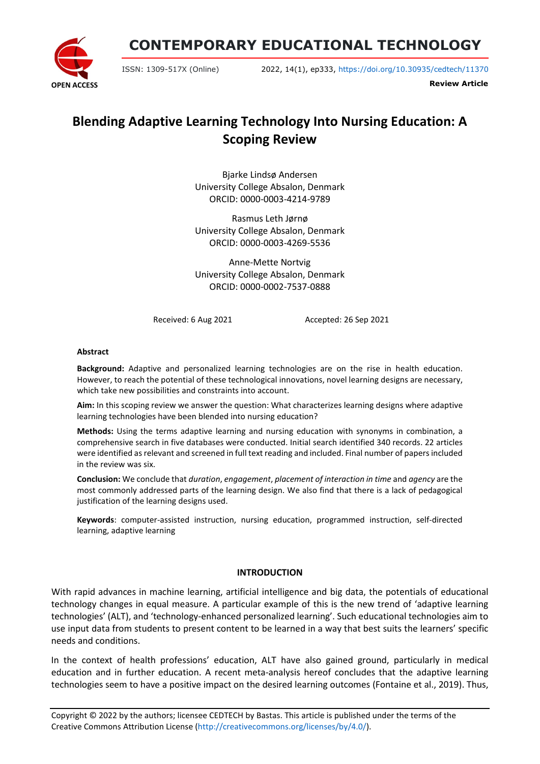CONTEMPORARY EDUCATIONAL TECHNOLOGY

ISSN: 1309-517X (Online)

2022, 14(1), ep333, https://doi.org/10.30935/cedtech/11370

OPEN ACCESS

**Review Article**

# Blending Adaptive Learning Technology Into Nursing Education: A Scoping Review

Bjarke Lindsø Andersen
University College Absalon, Denmark
ORCID: 0000-0003-4214-9789

Rasmus Leth Jørnø
University College Absalon, Denmark
ORCID: 0000-0003-4269-5536

Anne-Mette Nortvig
University College Absalon, Denmark
ORCID: 0000-0002-7537-0888

Received: 6 Aug 2021 Accepted: 26 Sep 2021

### Abstract

**Background:** Adaptive and personalized learning technologies are on the rise in health education. However, to reach the potential of these technological innovations, novel learning designs are necessary, which take new possibilities and constraints into account.

**Aim:** In this scoping review we answer the question: What characterizes learning designs where adaptive learning technologies have been blended into nursing education?

**Methods:** Using the terms adaptive learning and nursing education with synonyms in combination, a comprehensive search in five databases were conducted. Initial search identified 340 records. 22 articles were identified as relevant and screened in full text reading and included. Final number of papers included in the review was six.

**Conclusion:** We conclude that *duration*, *engagement*, *placement of interaction in time* and *agency* are the most commonly addressed parts of the learning design. We also find that there is a lack of pedagogical justification of the learning designs used.

**Keywords**: computer-assisted instruction, nursing education, programmed instruction, self-directed learning, adaptive learning

## INTRODUCTION

With rapid advances in machine learning, artificial intelligence and big data, the potentials of educational technology changes in equal measure. A particular example of this is the new trend of 'adaptive learning technologies' (ALT), and 'technology-enhanced personalized learning'. Such educational technologies aim to use input data from students to present content to be learned in a way that best suits the learners' specific needs and conditions.

In the context of health professions' education, ALT have also gained ground, particularly in medical education and in further education. A recent meta-analysis hereof concludes that the adaptive learning technologies seem to have a positive impact on the desired learning outcomes (Fontaine et al., 2019). Thus,

Copyright © 2022 by the authors; licensee CEDTECH by Bastas. This article is published under the terms of the Creative Commons Attribution License (http://creativecommons.org/licenses/by/4.0/).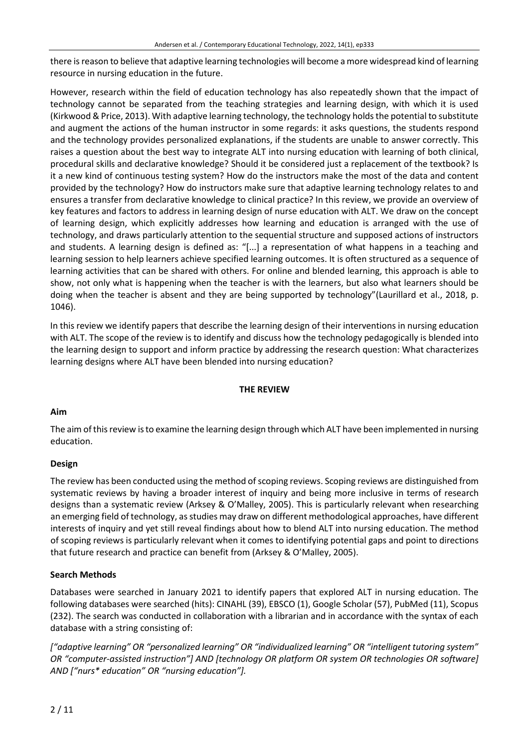there is reason to believe that adaptive learning technologies will become a more widespread kind of learning resource in nursing education in the future.

However, research within the field of education technology has also repeatedly shown that the impact of technology cannot be separated from the teaching strategies and learning design, with which it is used (Kirkwood & Price, 2013). With adaptive learning technology, the technology holds the potential to substitute and augment the actions of the human instructor in some regards: it asks questions, the students respond and the technology provides personalized explanations, if the students are unable to answer correctly. This raises a question about the best way to integrate ALT into nursing education with learning of both clinical, procedural skills and declarative knowledge? Should it be considered just a replacement of the textbook? Is it a new kind of continuous testing system? How do the instructors make the most of the data and content provided by the technology? How do instructors make sure that adaptive learning technology relates to and ensures a transfer from declarative knowledge to clinical practice? In this review, we provide an overview of key features and factors to address in learning design of nurse education with ALT. We draw on the concept of learning design, which explicitly addresses how learning and education is arranged with the use of technology, and draws particularly attention to the sequential structure and supposed actions of instructors and students. A learning design is defined as: "[...] a representation of what happens in a teaching and learning session to help learners achieve specified learning outcomes. It is often structured as a sequence of learning activities that can be shared with others. For online and blended learning, this approach is able to show, not only what is happening when the teacher is with the learners, but also what learners should be doing when the teacher is absent and they are being supported by technology"(Laurillard et al., 2018, p. 1046).

In this review we identify papers that describe the learning design of their interventions in nursing education with ALT. The scope of the review is to identify and discuss how the technology pedagogically is blended into the learning design to support and inform practice by addressing the research question: What characterizes learning designs where ALT have been blended into nursing education?

## THE REVIEW

### Aim

The aim of this review is to examine the learning design through which ALT have been implemented in nursing education.

### Design

The review has been conducted using the method of scoping reviews. Scoping reviews are distinguished from systematic reviews by having a broader interest of inquiry and being more inclusive in terms of research designs than a systematic review (Arksey & O'Malley, 2005). This is particularly relevant when researching an emerging field of technology, as studies may draw on different methodological approaches, have different interests of inquiry and yet still reveal findings about how to blend ALT into nursing education. The method of scoping reviews is particularly relevant when it comes to identifying potential gaps and point to directions that future research and practice can benefit from (Arksey & O'Malley, 2005).

### Search Methods

Databases were searched in January 2021 to identify papers that explored ALT in nursing education. The following databases were searched (hits): CINAHL (39), EBSCO (1), Google Scholar (57), PubMed (11), Scopus (232). The search was conducted in collaboration with a librarian and in accordance with the syntax of each database with a string consisting of:

*["adaptive learning" OR "personalized learning" OR "individualized learning" OR "intelligent tutoring system" OR "computer-assisted instruction"] AND [technology OR platform OR system OR technologies OR software] AND ["nurs* education" OR "nursing education"].*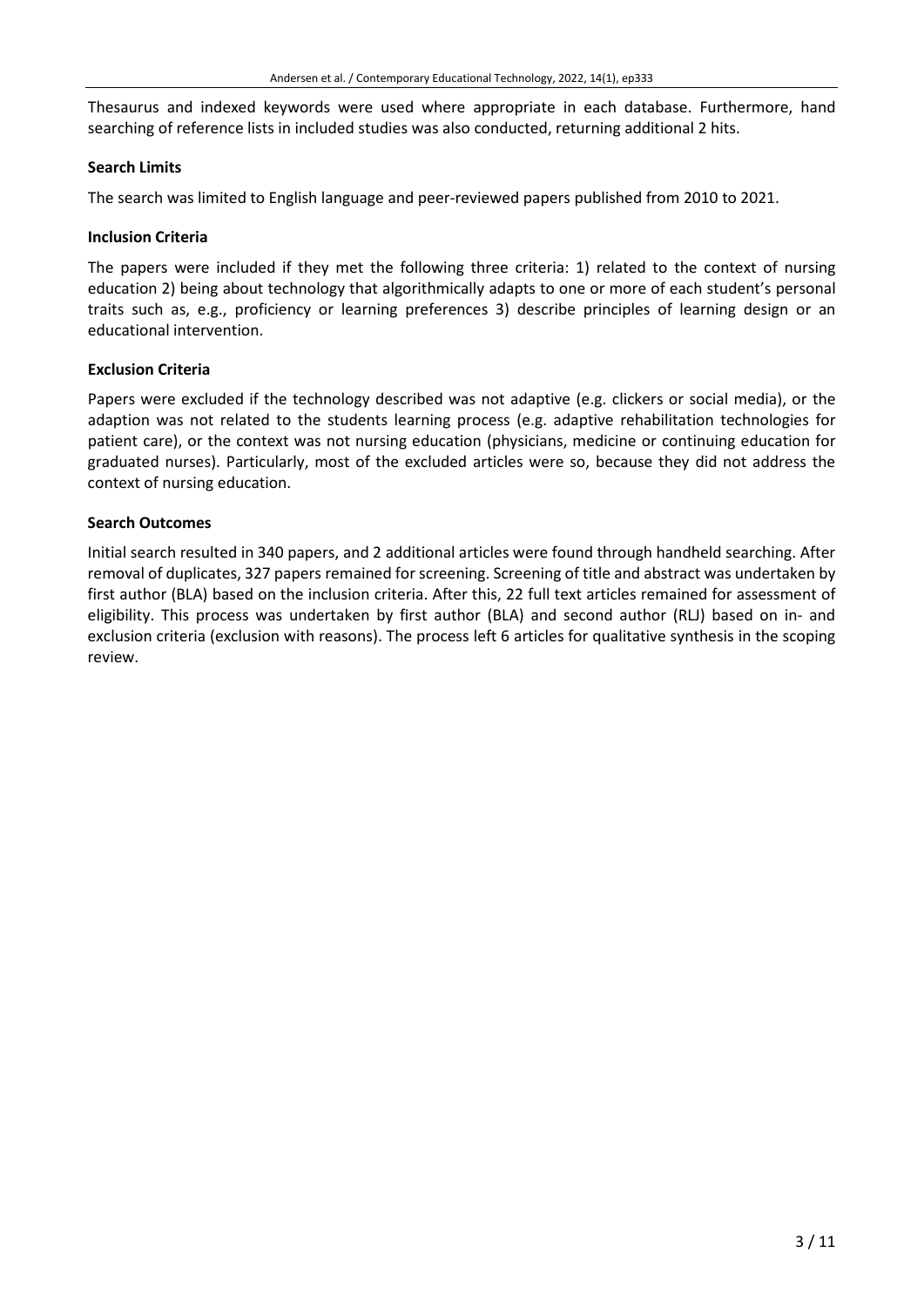Thesaurus and indexed keywords were used where appropriate in each database. Furthermore, hand searching of reference lists in included studies was also conducted, returning additional 2 hits.

**Search Limits**

The search was limited to English language and peer-reviewed papers published from 2010 to 2021.

**Inclusion Criteria**

The papers were included if they met the following three criteria: 1) related to the context of nursing education 2) being about technology that algorithmically adapts to one or more of each student's personal traits such as, e.g., proficiency or learning preferences 3) describe principles of learning design or an educational intervention.

**Exclusion Criteria**

Papers were excluded if the technology described was not adaptive (e.g. clickers or social media), or the adaption was not related to the students learning process (e.g. adaptive rehabilitation technologies for patient care), or the context was not nursing education (physicians, medicine or continuing education for graduated nurses). Particularly, most of the excluded articles were so, because they did not address the context of nursing education.

**Search Outcomes**

Initial search resulted in 340 papers, and 2 additional articles were found through handheld searching. After removal of duplicates, 327 papers remained for screening. Screening of title and abstract was undertaken by first author (BLA) based on the inclusion criteria. After this, 22 full text articles remained for assessment of eligibility. This process was undertaken by first author (BLA) and second author (RLJ) based on in- and exclusion criteria (exclusion with reasons). The process left 6 articles for qualitative synthesis in the scoping review.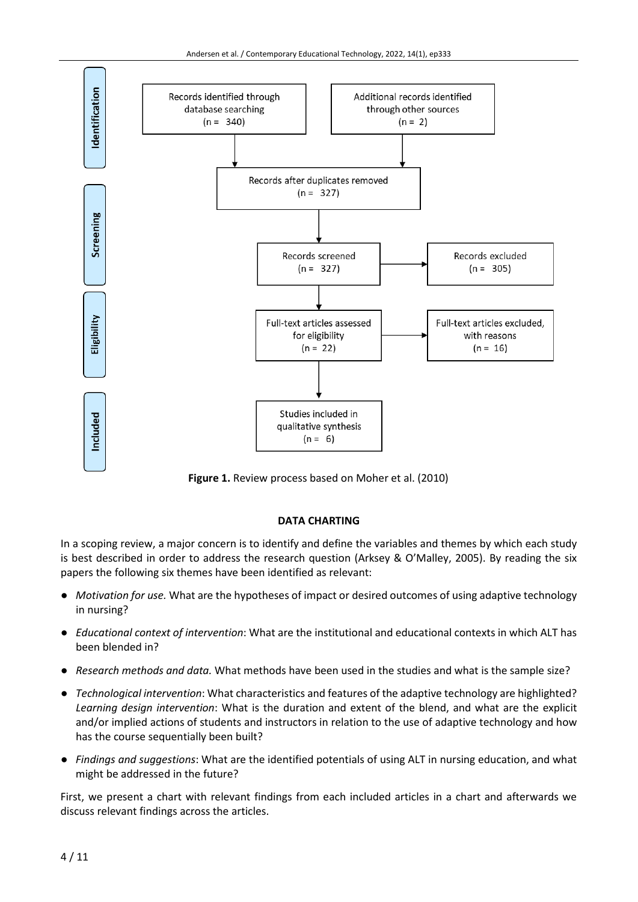**Identification**

- Records identified through database searching (n = 340)
- Additional records identified through other sources (n = 2)

**Screening**

- Records after duplicates removed (n = 327)
- Records screened (n = 327)
- Records excluded (n = 305)

**Eligibility**

- Full-text articles assessed for eligibility (n = 22)
- Full-text articles excluded, with reasons (n = 16)

**Included**

- Studies included in qualitative synthesis (n = 6)

**Figure 1.** Review process based on Moher et al. (2010)

## DATA CHARTING

In a scoping review, a major concern is to identify and define the variables and themes by which each study is best described in order to address the research question (Arksey & O'Malley, 2005). By reading the six papers the following six themes have been identified as relevant:

- *Motivation for use.* What are the hypotheses of impact or desired outcomes of using adaptive technology in nursing?
- *Educational context of intervention*: What are the institutional and educational contexts in which ALT has been blended in?
- *Research methods and data.* What methods have been used in the studies and what is the sample size?
- *Technological intervention*: What characteristics and features of the adaptive technology are highlighted? *Learning design intervention*: What is the duration and extent of the blend, and what are the explicit and/or implied actions of students and instructors in relation to the use of adaptive technology and how has the course sequentially been built?
- *Findings and suggestions*: What are the identified potentials of using ALT in nursing education, and what might be addressed in the future?

First, we present a chart with relevant findings from each included articles in a chart and afterwards we discuss relevant findings across the articles.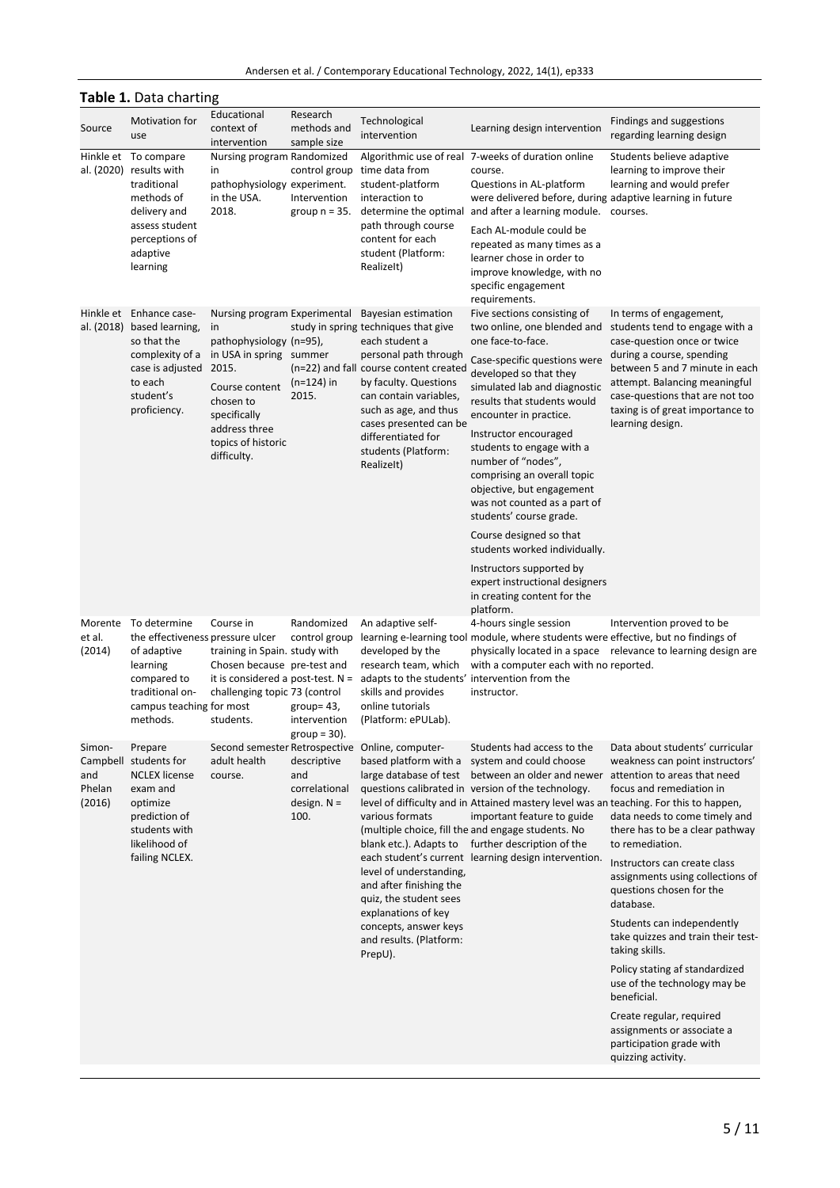**Table 1.** Data charting

| Source | Motivation for use | Educational context of intervention | Research methods and sample size | Technological intervention | Learning design intervention | Findings and suggestions regarding learning design |
|---|---|---|---|---|---|---|
| Hinkle et al. (2020) | To compare results with traditional methods of delivery and assess student perceptions of adaptive learning | Nursing program in pathophysiology in the USA. 2018. | Randomized control group experiment. Intervention group n = 35. | Algorithmic use of real time data from student-platform interaction to determine the optimal path through course content for each student (Platform: RealizeIt) | 7-weeks of duration online course.<br>Questions in AL-platform were delivered before, during and after a learning module.<br>Each AL-module could be repeated as many times as a learner chose in order to improve knowledge, with no specific engagement requirements. | Students believe adaptive learning to improve their learning and would prefer adaptive learning in future courses. |
| Hinkle et al. (2018) | Enhance case-based learning, so that the complexity of a case is adjusted to each student's proficiency. | Nursing program in pathophysiology in USA in spring 2015.<br>Course content chosen to specifically address three topics of historic difficulty. | Experimental study in spring (n=95), summer (n=22) and fall (n=124) in 2015. | Bayesian estimation techniques that give each student a personal path through course content created by faculty. Questions can contain variables, such as age, and thus cases presented can be differentiated for students (Platform: RealizeIt) | Five sections consisting of two online, one blended and one face-to-face.<br>Case-specific questions were developed so that they simulated lab and diagnostic results that students would encounter in practice.<br>Instructor encouraged students to engage with a number of "nodes", comprising an overall topic objective, but engagement was not counted as a part of students' course grade.<br>Course designed so that students worked individually.<br>Instructors supported by expert instructional designers in creating content for the platform. | In terms of engagement, students tend to engage with a case-question once or twice during a course, spending between 5 and 7 minute in each attempt. Balancing meaningful case-questions that are not too taxing is of great importance to learning design. |
| Morente et al. (2014) | To determine the effectiveness of adaptive learning compared to traditional on-campus teaching methods. | Course in pressure ulcer training in Spain. Chosen because it is considered a challenging topic for most students. | Randomized control group study with pre-test and post-test. N = 73 (control group= 43, intervention group = 30). | An adaptive self-learning e-learning tool developed by the research team, which adapts to the students' skills and provides online tutorials (Platform: ePULab). | 4-hours single session module, where students were physically located in a space with a computer each with no intervention from the instructor. | Intervention proved to be effective, but no findings of relevance to learning design are reported. |
| Simon-Campbell and Phelan (2016) | Prepare students for NCLEX license exam and optimize prediction of students with likelihood of failing NCLEX. | Second semester adult health course. | Retrospective descriptive and correlational design. N = 100. | Online, computer-based platform with a large database of test questions calibrated in level of difficulty and in various formats (multiple choice, fill the blank etc.). Adapts to each student's current level of understanding, and after finishing the quiz, the student sees explanations of key concepts, answer keys and results. (Platform: PrepU). | Students had access to the system and could choose between an older and newer version of the technology. Attained mastery level was an important feature to guide and engage students. No further description of the learning design intervention. | Data about students' curricular weakness can point instructors' attention to areas that need focus and remediation in teaching. For this to happen, data needs to come timely and there has to be a clear pathway to remediation.<br>Instructors can create class assignments using collections of questions chosen for the database.<br>Students can independently take quizzes and train their test-taking skills.<br>Policy stating af standardized use of the technology may be beneficial.<br>Create regular, required assignments or associate a participation grade with quizzing activity. |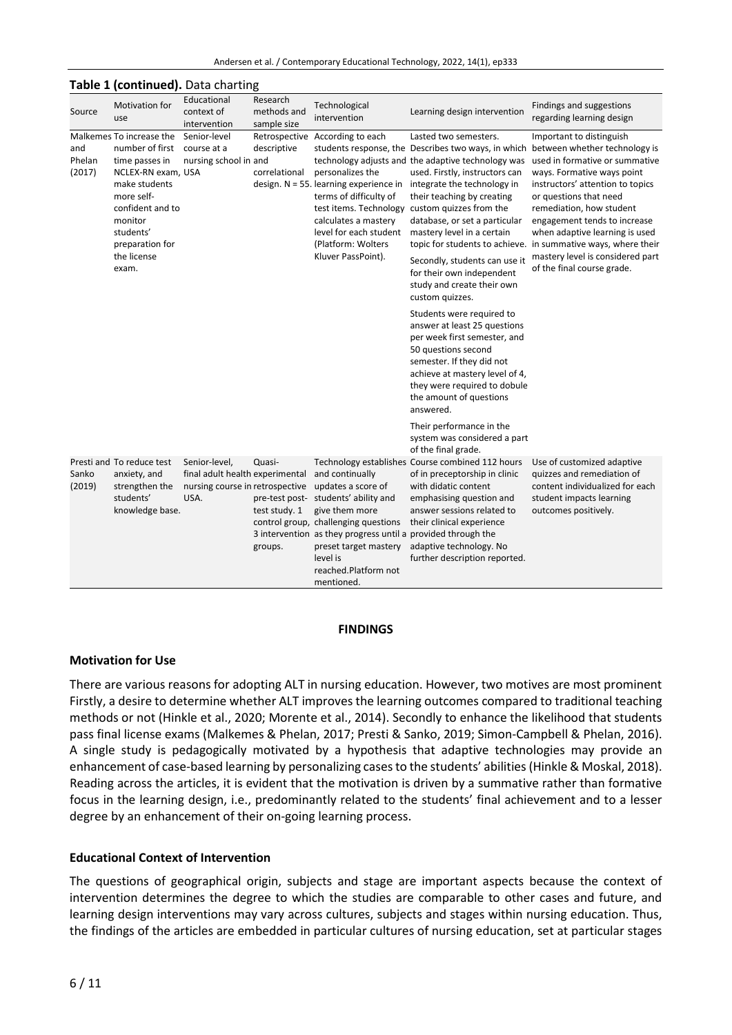**Table 1 (continued).** Data charting

| Source | Motivation for use | Educational context of intervention | Research methods and sample size | Technological intervention | Learning design intervention | Findings and suggestions regarding learning design |
|---|---|---|---|---|---|---|
| Malkemes and Phelan (2017) | To increase the number of first time passes in NCLEX-RN exam, make students more self-confident and to monitor students' preparation for the license exam. | Senior-level course at a nursing school in USA | Retrospective descriptive and correlational design. N = 55. | According to each students response, the technology adjusts and personalizes the learning experience in terms of difficulty of test items. Technology calculates a mastery level for each student (Platform: Wolters Kluver PassPoint). | Lasted two semesters. Describes two ways, in which the adaptive technology was used. Firstly, instructors can integrate the technology in their teaching by creating custom quizzes from the database, or set a particular mastery level in a certain topic for students to achieve. Secondly, students can use it for their own independent study and create their own custom quizzes. Students were required to answer at least 25 questions per week first semester, and 50 questions second semester. If they did not achieve at mastery level of 4, they were required to dobule the amount of questions answered. Their performance in the system was considered a part of the final grade. | Important to distinguish between whether technology is used in formative or summative ways. Formative ways point instructors' attention to topics or questions that need remediation, how student engagement tends to increase when adaptive learning is used in summative ways, where their mastery level is considered part of the final course grade. |
| Presti and Sanko (2019) | To reduce test anxiety, and strengthen the students' knowledge base. | Senior-level, final adult health nursing course in USA. | Quasi-experimental retrospective pre-test post-test study. 1 control group, 3 intervention groups. | Technology establishes and continually updates a score of students' ability and give them more challenging questions as they progress until a preset target mastery level is reached.Platform not mentioned. | Course combined 112 hours of in preceptorship in clinic with didatic content emphasising question and answer sessions related to their clinical experience provided through the adaptive technology. No further description reported. | Use of customized adaptive quizzes and remediation of content individualized for each student impacts learning outcomes positively. |

## FINDINGS

### Motivation for Use

There are various reasons for adopting ALT in nursing education. However, two motives are most prominent Firstly, a desire to determine whether ALT improves the learning outcomes compared to traditional teaching methods or not (Hinkle et al., 2020; Morente et al., 2014). Secondly to enhance the likelihood that students pass final license exams (Malkemes & Phelan, 2017; Presti & Sanko, 2019; Simon-Campbell & Phelan, 2016). A single study is pedagogically motivated by a hypothesis that adaptive technologies may provide an enhancement of case-based learning by personalizing cases to the students' abilities (Hinkle & Moskal, 2018). Reading across the articles, it is evident that the motivation is driven by a summative rather than formative focus in the learning design, i.e., predominantly related to the students' final achievement and to a lesser degree by an enhancement of their on-going learning process.

### Educational Context of Intervention

The questions of geographical origin, subjects and stage are important aspects because the context of intervention determines the degree to which the studies are comparable to other cases and future, and learning design interventions may vary across cultures, subjects and stages within nursing education. Thus, the findings of the articles are embedded in particular cultures of nursing education, set at particular stages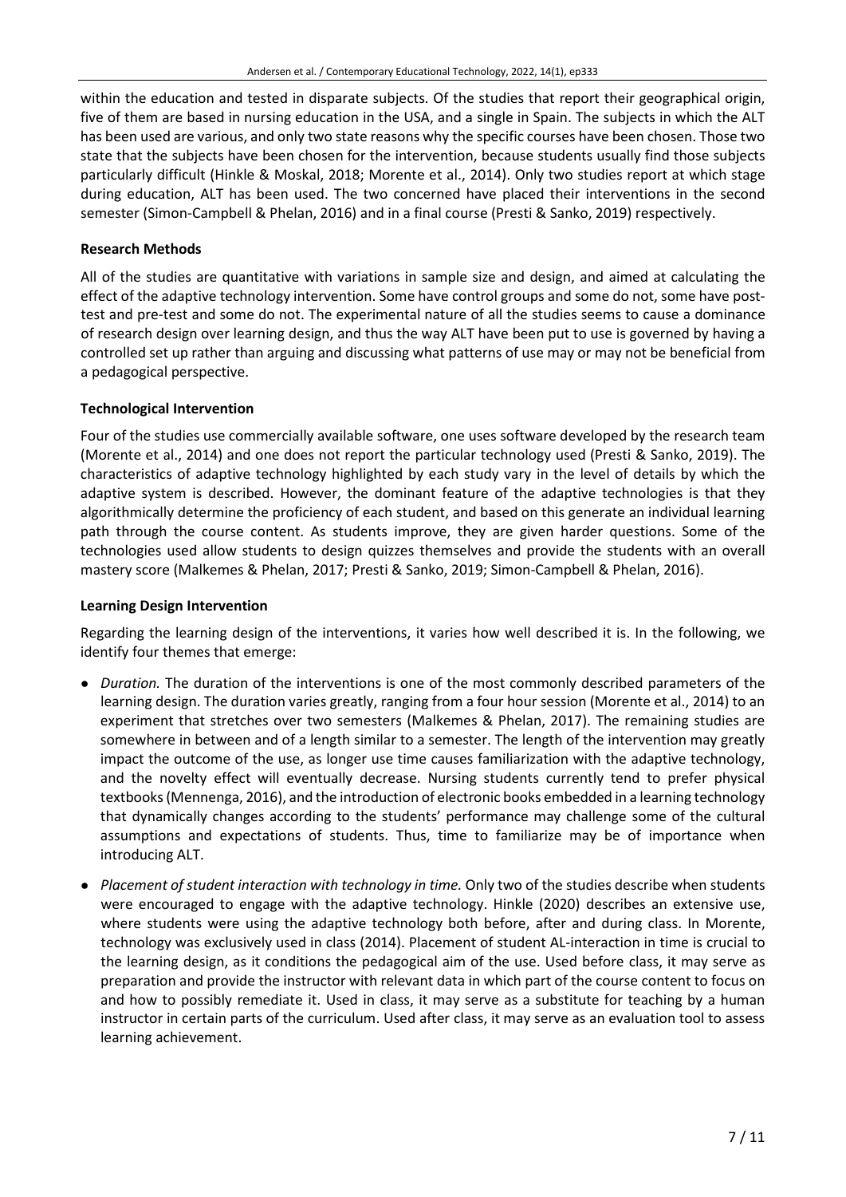within the education and tested in disparate subjects. Of the studies that report their geographical origin, five of them are based in nursing education in the USA, and a single in Spain. The subjects in which the ALT has been used are various, and only two state reasons why the specific courses have been chosen. Those two state that the subjects have been chosen for the intervention, because students usually find those subjects particularly difficult (Hinkle & Moskal, 2018; Morente et al., 2014). Only two studies report at which stage during education, ALT has been used. The two concerned have placed their interventions in the second semester (Simon-Campbell & Phelan, 2016) and in a final course (Presti & Sanko, 2019) respectively.

### Research Methods

All of the studies are quantitative with variations in sample size and design, and aimed at calculating the effect of the adaptive technology intervention. Some have control groups and some do not, some have post-test and pre-test and some do not. The experimental nature of all the studies seems to cause a dominance of research design over learning design, and thus the way ALT have been put to use is governed by having a controlled set up rather than arguing and discussing what patterns of use may or may not be beneficial from a pedagogical perspective.

### Technological Intervention

Four of the studies use commercially available software, one uses software developed by the research team (Morente et al., 2014) and one does not report the particular technology used (Presti & Sanko, 2019). The characteristics of adaptive technology highlighted by each study vary in the level of details by which the adaptive system is described. However, the dominant feature of the adaptive technologies is that they algorithmically determine the proficiency of each student, and based on this generate an individual learning path through the course content. As students improve, they are given harder questions. Some of the technologies used allow students to design quizzes themselves and provide the students with an overall mastery score (Malkemes & Phelan, 2017; Presti & Sanko, 2019; Simon-Campbell & Phelan, 2016).

### Learning Design Intervention

Regarding the learning design of the interventions, it varies how well described it is. In the following, we identify four themes that emerge:

- *Duration.* The duration of the interventions is one of the most commonly described parameters of the learning design. The duration varies greatly, ranging from a four hour session (Morente et al., 2014) to an experiment that stretches over two semesters (Malkemes & Phelan, 2017). The remaining studies are somewhere in between and of a length similar to a semester. The length of the intervention may greatly impact the outcome of the use, as longer use time causes familiarization with the adaptive technology, and the novelty effect will eventually decrease. Nursing students currently tend to prefer physical textbooks (Mennenga, 2016), and the introduction of electronic books embedded in a learning technology that dynamically changes according to the students' performance may challenge some of the cultural assumptions and expectations of students. Thus, time to familiarize may be of importance when introducing ALT.
- *Placement of student interaction with technology in time.* Only two of the studies describe when students were encouraged to engage with the adaptive technology. Hinkle (2020) describes an extensive use, where students were using the adaptive technology both before, after and during class. In Morente, technology was exclusively used in class (2014). Placement of student AL-interaction in time is crucial to the learning design, as it conditions the pedagogical aim of the use. Used before class, it may serve as preparation and provide the instructor with relevant data in which part of the course content to focus on and how to possibly remediate it. Used in class, it may serve as a substitute for teaching by a human instructor in certain parts of the curriculum. Used after class, it may serve as an evaluation tool to assess learning achievement.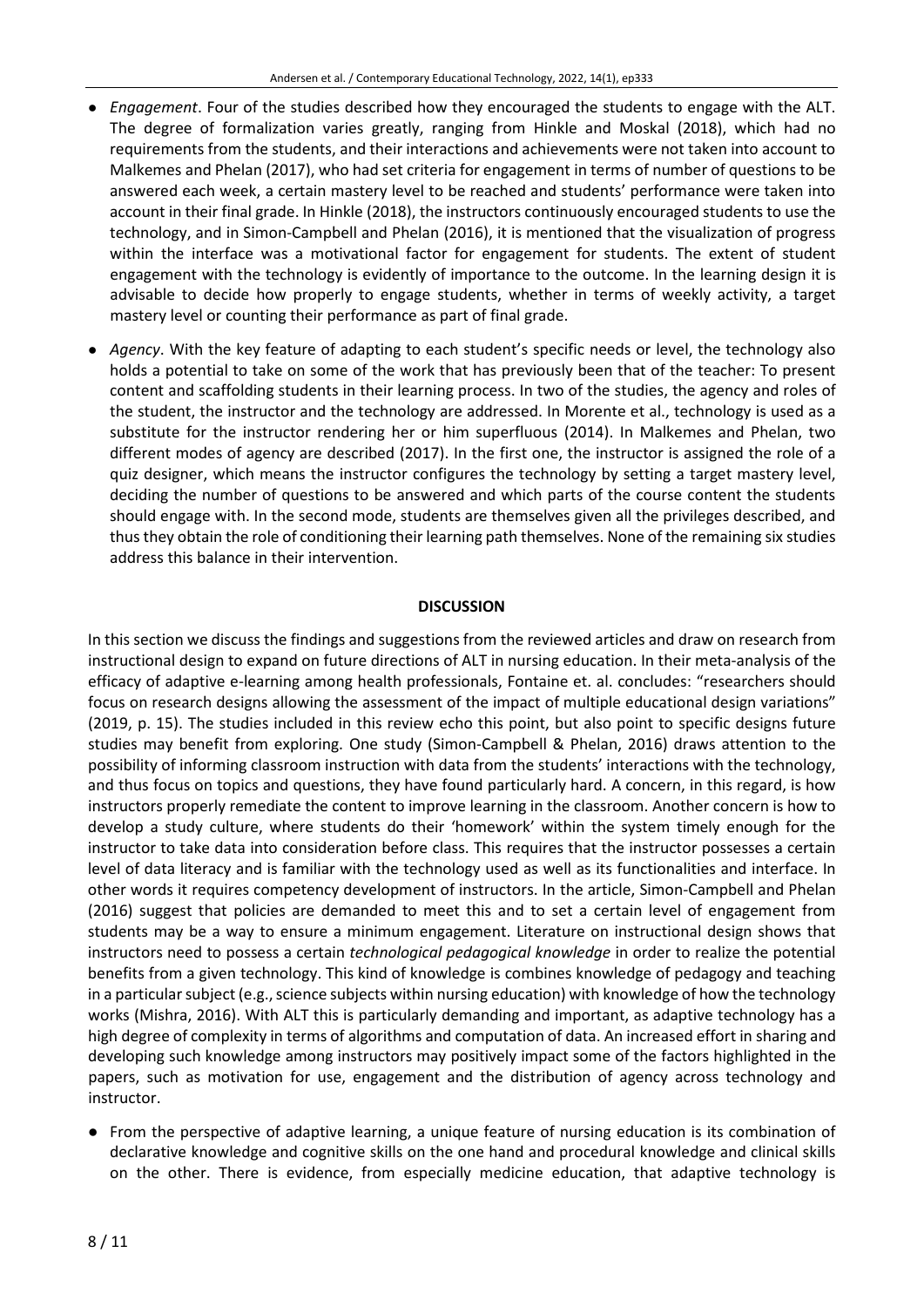- *Engagement*. Four of the studies described how they encouraged the students to engage with the ALT. The degree of formalization varies greatly, ranging from Hinkle and Moskal (2018), which had no requirements from the students, and their interactions and achievements were not taken into account to Malkemes and Phelan (2017), who had set criteria for engagement in terms of number of questions to be answered each week, a certain mastery level to be reached and students' performance were taken into account in their final grade. In Hinkle (2018), the instructors continuously encouraged students to use the technology, and in Simon-Campbell and Phelan (2016), it is mentioned that the visualization of progress within the interface was a motivational factor for engagement for students. The extent of student engagement with the technology is evidently of importance to the outcome. In the learning design it is advisable to decide how properly to engage students, whether in terms of weekly activity, a target mastery level or counting their performance as part of final grade.
- *Agency*. With the key feature of adapting to each student's specific needs or level, the technology also holds a potential to take on some of the work that has previously been that of the teacher: To present content and scaffolding students in their learning process. In two of the studies, the agency and roles of the student, the instructor and the technology are addressed. In Morente et al., technology is used as a substitute for the instructor rendering her or him superfluous (2014). In Malkemes and Phelan, two different modes of agency are described (2017). In the first one, the instructor is assigned the role of a quiz designer, which means the instructor configures the technology by setting a target mastery level, deciding the number of questions to be answered and which parts of the course content the students should engage with. In the second mode, students are themselves given all the privileges described, and thus they obtain the role of conditioning their learning path themselves. None of the remaining six studies address this balance in their intervention.

## DISCUSSION

In this section we discuss the findings and suggestions from the reviewed articles and draw on research from instructional design to expand on future directions of ALT in nursing education. In their meta-analysis of the efficacy of adaptive e-learning among health professionals, Fontaine et. al. concludes: "researchers should focus on research designs allowing the assessment of the impact of multiple educational design variations" (2019, p. 15). The studies included in this review echo this point, but also point to specific designs future studies may benefit from exploring. One study (Simon-Campbell & Phelan, 2016) draws attention to the possibility of informing classroom instruction with data from the students' interactions with the technology, and thus focus on topics and questions, they have found particularly hard. A concern, in this regard, is how instructors properly remediate the content to improve learning in the classroom. Another concern is how to develop a study culture, where students do their 'homework' within the system timely enough for the instructor to take data into consideration before class. This requires that the instructor possesses a certain level of data literacy and is familiar with the technology used as well as its functionalities and interface. In other words it requires competency development of instructors. In the article, Simon-Campbell and Phelan (2016) suggest that policies are demanded to meet this and to set a certain level of engagement from students may be a way to ensure a minimum engagement. Literature on instructional design shows that instructors need to possess a certain *technological pedagogical knowledge* in order to realize the potential benefits from a given technology. This kind of knowledge is combines knowledge of pedagogy and teaching in a particular subject (e.g., science subjects within nursing education) with knowledge of how the technology works (Mishra, 2016). With ALT this is particularly demanding and important, as adaptive technology has a high degree of complexity in terms of algorithms and computation of data. An increased effort in sharing and developing such knowledge among instructors may positively impact some of the factors highlighted in the papers, such as motivation for use, engagement and the distribution of agency across technology and instructor.

- From the perspective of adaptive learning, a unique feature of nursing education is its combination of declarative knowledge and cognitive skills on the one hand and procedural knowledge and clinical skills on the other. There is evidence, from especially medicine education, that adaptive technology is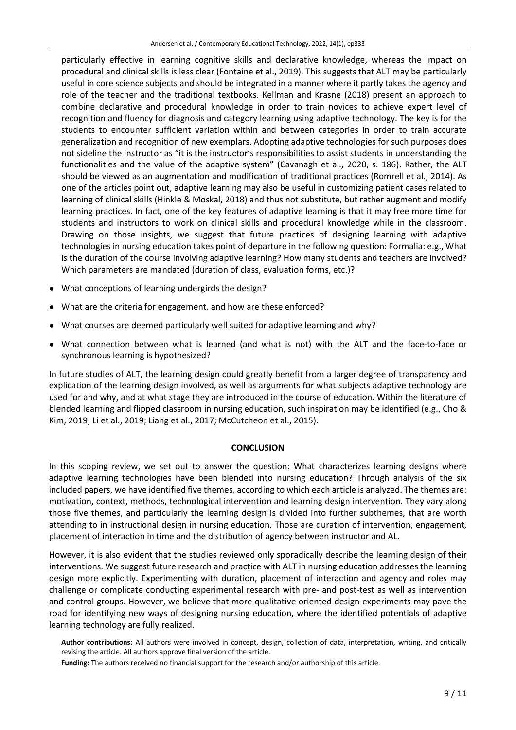particularly effective in learning cognitive skills and declarative knowledge, whereas the impact on procedural and clinical skills is less clear (Fontaine et al., 2019). This suggests that ALT may be particularly useful in core science subjects and should be integrated in a manner where it partly takes the agency and role of the teacher and the traditional textbooks. Kellman and Krasne (2018) present an approach to combine declarative and procedural knowledge in order to train novices to achieve expert level of recognition and fluency for diagnosis and category learning using adaptive technology. The key is for the students to encounter sufficient variation within and between categories in order to train accurate generalization and recognition of new exemplars. Adopting adaptive technologies for such purposes does not sideline the instructor as "it is the instructor's responsibilities to assist students in understanding the functionalities and the value of the adaptive system" (Cavanagh et al., 2020, s. 186). Rather, the ALT should be viewed as an augmentation and modification of traditional practices (Romrell et al., 2014). As one of the articles point out, adaptive learning may also be useful in customizing patient cases related to learning of clinical skills (Hinkle & Moskal, 2018) and thus not substitute, but rather augment and modify learning practices. In fact, one of the key features of adaptive learning is that it may free more time for students and instructors to work on clinical skills and procedural knowledge while in the classroom. Drawing on those insights, we suggest that future practices of designing learning with adaptive technologies in nursing education takes point of departure in the following question: Formalia: e.g., What is the duration of the course involving adaptive learning? How many students and teachers are involved? Which parameters are mandated (duration of class, evaluation forms, etc.)?

- What conceptions of learning undergirds the design?
- What are the criteria for engagement, and how are these enforced?
- What courses are deemed particularly well suited for adaptive learning and why?
- What connection between what is learned (and what is not) with the ALT and the face-to-face or synchronous learning is hypothesized?

In future studies of ALT, the learning design could greatly benefit from a larger degree of transparency and explication of the learning design involved, as well as arguments for what subjects adaptive technology are used for and why, and at what stage they are introduced in the course of education. Within the literature of blended learning and flipped classroom in nursing education, such inspiration may be identified (e.g., Cho & Kim, 2019; Li et al., 2019; Liang et al., 2017; McCutcheon et al., 2015).

## CONCLUSION

In this scoping review, we set out to answer the question: What characterizes learning designs where adaptive learning technologies have been blended into nursing education? Through analysis of the six included papers, we have identified five themes, according to which each article is analyzed. The themes are: motivation, context, methods, technological intervention and learning design intervention. They vary along those five themes, and particularly the learning design is divided into further subthemes, that are worth attending to in instructional design in nursing education. Those are duration of intervention, engagement, placement of interaction in time and the distribution of agency between instructor and AL.

However, it is also evident that the studies reviewed only sporadically describe the learning design of their interventions. We suggest future research and practice with ALT in nursing education addresses the learning design more explicitly. Experimenting with duration, placement of interaction and agency and roles may challenge or complicate conducting experimental research with pre- and post-test as well as intervention and control groups. However, we believe that more qualitative oriented design-experiments may pave the road for identifying new ways of designing nursing education, where the identified potentials of adaptive learning technology are fully realized.

**Author contributions:** All authors were involved in concept, design, collection of data, interpretation, writing, and critically revising the article. All authors approve final version of the article.

**Funding:** The authors received no financial support for the research and/or authorship of this article.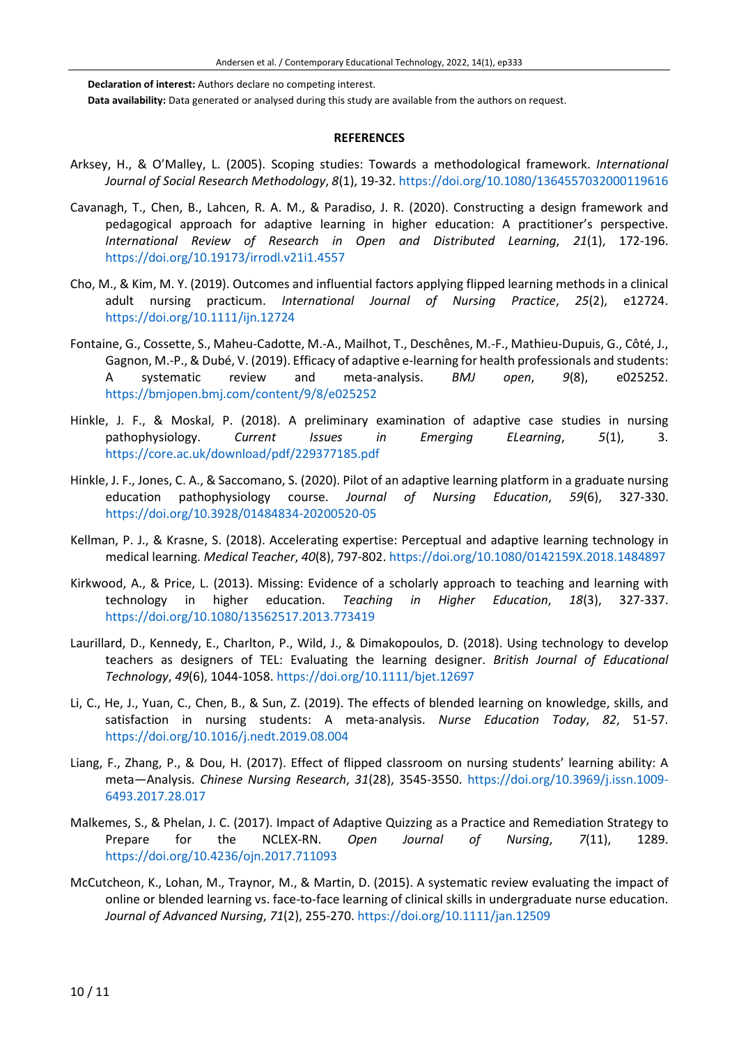**Declaration of interest:** Authors declare no competing interest.

**Data availability:** Data generated or analysed during this study are available from the authors on request.

## REFERENCES

Arksey, H., & O'Malley, L. (2005). Scoping studies: Towards a methodological framework. *International Journal of Social Research Methodology*, *8*(1), 19-32. https://doi.org/10.1080/1364557032000119616

Cavanagh, T., Chen, B., Lahcen, R. A. M., & Paradiso, J. R. (2020). Constructing a design framework and pedagogical approach for adaptive learning in higher education: A practitioner's perspective. *International Review of Research in Open and Distributed Learning*, *21*(1), 172-196. https://doi.org/10.19173/irrodl.v21i1.4557

Cho, M., & Kim, M. Y. (2019). Outcomes and influential factors applying flipped learning methods in a clinical adult nursing practicum. *International Journal of Nursing Practice*, *25*(2), e12724. https://doi.org/10.1111/ijn.12724

Fontaine, G., Cossette, S., Maheu-Cadotte, M.-A., Mailhot, T., Deschênes, M.-F., Mathieu-Dupuis, G., Côté, J., Gagnon, M.-P., & Dubé, V. (2019). Efficacy of adaptive e-learning for health professionals and students: A systematic review and meta-analysis. *BMJ open*, *9*(8), e025252. https://bmjopen.bmj.com/content/9/8/e025252

Hinkle, J. F., & Moskal, P. (2018). A preliminary examination of adaptive case studies in nursing pathophysiology. *Current Issues in Emerging ELearning*, *5*(1), 3. https://core.ac.uk/download/pdf/229377185.pdf

Hinkle, J. F., Jones, C. A., & Saccomano, S. (2020). Pilot of an adaptive learning platform in a graduate nursing education pathophysiology course. *Journal of Nursing Education*, *59*(6), 327-330. https://doi.org/10.3928/01484834-20200520-05

Kellman, P. J., & Krasne, S. (2018). Accelerating expertise: Perceptual and adaptive learning technology in medical learning. *Medical Teacher*, *40*(8), 797-802. https://doi.org/10.1080/0142159X.2018.1484897

Kirkwood, A., & Price, L. (2013). Missing: Evidence of a scholarly approach to teaching and learning with technology in higher education. *Teaching in Higher Education*, *18*(3), 327-337. https://doi.org/10.1080/13562517.2013.773419

Laurillard, D., Kennedy, E., Charlton, P., Wild, J., & Dimakopoulos, D. (2018). Using technology to develop teachers as designers of TEL: Evaluating the learning designer. *British Journal of Educational Technology*, *49*(6), 1044-1058. https://doi.org/10.1111/bjet.12697

Li, C., He, J., Yuan, C., Chen, B., & Sun, Z. (2019). The effects of blended learning on knowledge, skills, and satisfaction in nursing students: A meta-analysis. *Nurse Education Today*, *82*, 51-57. https://doi.org/10.1016/j.nedt.2019.08.004

Liang, F., Zhang, P., & Dou, H. (2017). Effect of flipped classroom on nursing students' learning ability: A meta—Analysis. *Chinese Nursing Research*, *31*(28), 3545-3550. https://doi.org/10.3969/j.issn.1009-6493.2017.28.017

Malkemes, S., & Phelan, J. C. (2017). Impact of Adaptive Quizzing as a Practice and Remediation Strategy to Prepare for the NCLEX-RN. *Open Journal of Nursing*, *7*(11), 1289. https://doi.org/10.4236/ojn.2017.711093

McCutcheon, K., Lohan, M., Traynor, M., & Martin, D. (2015). A systematic review evaluating the impact of online or blended learning vs. face-to-face learning of clinical skills in undergraduate nurse education. *Journal of Advanced Nursing*, *71*(2), 255-270. https://doi.org/10.1111/jan.12509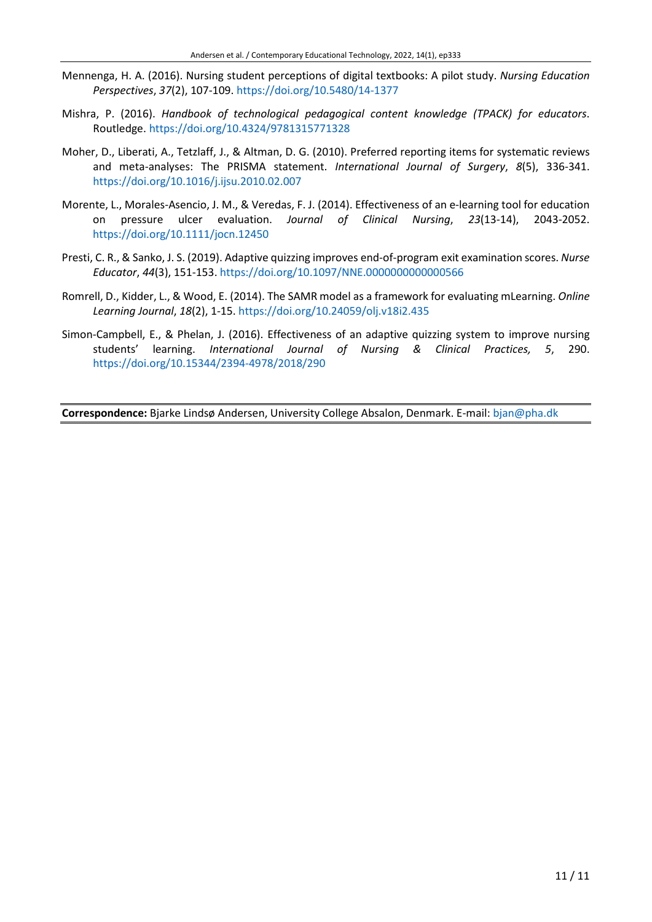Mennenga, H. A. (2016). Nursing student perceptions of digital textbooks: A pilot study. *Nursing Education Perspectives*, *37*(2), 107-109. https://doi.org/10.5480/14-1377

Mishra, P. (2016). *Handbook of technological pedagogical content knowledge (TPACK) for educators*. Routledge. https://doi.org/10.4324/9781315771328

Moher, D., Liberati, A., Tetzlaff, J., & Altman, D. G. (2010). Preferred reporting items for systematic reviews and meta-analyses: The PRISMA statement. *International Journal of Surgery*, *8*(5), 336-341. https://doi.org/10.1016/j.ijsu.2010.02.007

Morente, L., Morales-Asencio, J. M., & Veredas, F. J. (2014). Effectiveness of an e-learning tool for education on pressure ulcer evaluation. *Journal of Clinical Nursing*, *23*(13-14), 2043-2052. https://doi.org/10.1111/jocn.12450

Presti, C. R., & Sanko, J. S. (2019). Adaptive quizzing improves end-of-program exit examination scores. *Nurse Educator*, *44*(3), 151-153. https://doi.org/10.1097/NNE.0000000000000566

Romrell, D., Kidder, L., & Wood, E. (2014). The SAMR model as a framework for evaluating mLearning. *Online Learning Journal*, *18*(2), 1-15. https://doi.org/10.24059/olj.v18i2.435

Simon-Campbell, E., & Phelan, J. (2016). Effectiveness of an adaptive quizzing system to improve nursing students' learning. *International Journal of Nursing & Clinical Practices, 5*, 290. https://doi.org/10.15344/2394-4978/2018/290

---

**Correspondence:** Bjarke Lindsø Andersen, University College Absalon, Denmark. E-mail: bjan@pha.dk